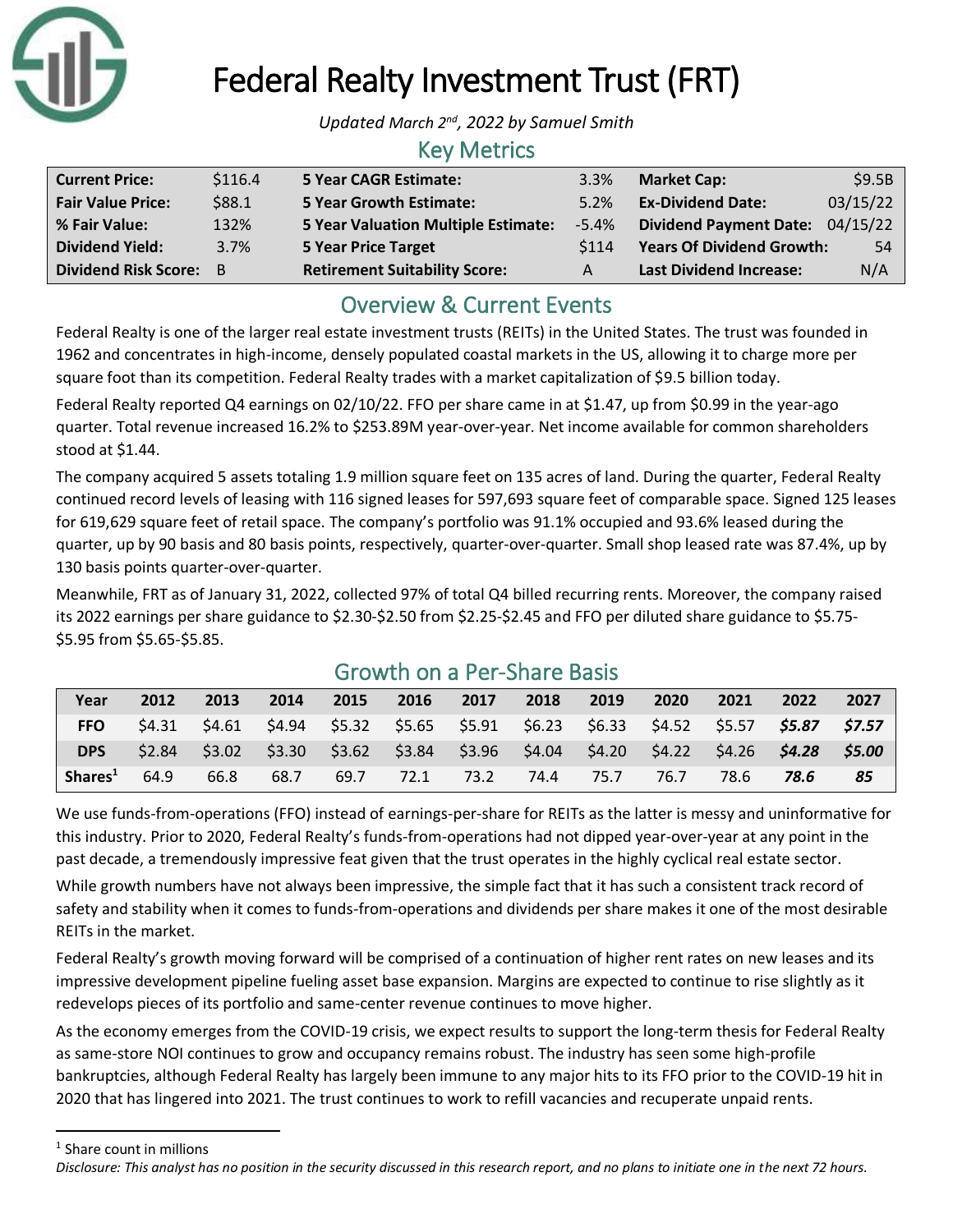# Federal Realty Investment Trust (FRT)

*Updated March 2nd, 2022 by Samuel Smith*

## Key Metrics

| | | | | | |
|---|---|---|---|---|---|
| **Current Price:** | $116.4 | **5 Year CAGR Estimate:** | 3.3% | **Market Cap:** | $9.5B |
| **Fair Value Price:** | $88.1 | **5 Year Growth Estimate:** | 5.2% | **Ex-Dividend Date:** | 03/15/22 |
| **% Fair Value:** | 132% | **5 Year Valuation Multiple Estimate:** | -5.4% | **Dividend Payment Date:** | 04/15/22 |
| **Dividend Yield:** | 3.7% | **5 Year Price Target** | $114 | **Years Of Dividend Growth:** | 54 |
| **Dividend Risk Score:** | B | **Retirement Suitability Score:** | A | **Last Dividend Increase:** | N/A |

## Overview & Current Events

Federal Realty is one of the larger real estate investment trusts (REITs) in the United States. The trust was founded in 1962 and concentrates in high-income, densely populated coastal markets in the US, allowing it to charge more per square foot than its competition. Federal Realty trades with a market capitalization of $9.5 billion today.

Federal Realty reported Q4 earnings on 02/10/22. FFO per share came in at $1.47, up from $0.99 in the year-ago quarter. Total revenue increased 16.2% to $253.89M year-over-year. Net income available for common shareholders stood at $1.44.

The company acquired 5 assets totaling 1.9 million square feet on 135 acres of land. During the quarter, Federal Realty continued record levels of leasing with 116 signed leases for 597,693 square feet of comparable space. Signed 125 leases for 619,629 square feet of retail space. The company's portfolio was 91.1% occupied and 93.6% leased during the quarter, up by 90 basis and 80 basis points, respectively, quarter-over-quarter. Small shop leased rate was 87.4%, up by 130 basis points quarter-over-quarter.

Meanwhile, FRT as of January 31, 2022, collected 97% of total Q4 billed recurring rents. Moreover, the company raised its 2022 earnings per share guidance to $2.30-$2.50 from $2.25-$2.45 and FFO per diluted share guidance to $5.75-$5.95 from $5.65-$5.85.

## Growth on a Per-Share Basis

| Year | 2012 | 2013 | 2014 | 2015 | 2016 | 2017 | 2018 | 2019 | 2020 | 2021 | 2022 | 2027 |
|---|---|---|---|---|---|---|---|---|---|---|---|---|
| **FFO** | $4.31 | $4.61 | $4.94 | $5.32 | $5.65 | $5.91 | $6.23 | $6.33 | $4.52 | $5.57 | ***$5.87*** | ***$7.57*** |
| **DPS** | $2.84 | $3.02 | $3.30 | $3.62 | $3.84 | $3.96 | $4.04 | $4.20 | $4.22 | $4.26 | ***$4.28*** | ***$5.00*** |
| **Shares[1]** | 64.9 | 66.8 | 68.7 | 69.7 | 72.1 | 73.2 | 74.4 | 75.7 | 76.7 | 78.6 | ***78.6*** | ***85*** |

We use funds-from-operations (FFO) instead of earnings-per-share for REITs as the latter is messy and uninformative for this industry. Prior to 2020, Federal Realty's funds-from-operations had not dipped year-over-year at any point in the past decade, a tremendously impressive feat given that the trust operates in the highly cyclical real estate sector.

While growth numbers have not always been impressive, the simple fact that it has such a consistent track record of safety and stability when it comes to funds-from-operations and dividends per share makes it one of the most desirable REITs in the market.

Federal Realty's growth moving forward will be comprised of a continuation of higher rent rates on new leases and its impressive development pipeline fueling asset base expansion. Margins are expected to continue to rise slightly as it redevelops pieces of its portfolio and same-center revenue continues to move higher.

As the economy emerges from the COVID-19 crisis, we expect results to support the long-term thesis for Federal Realty as same-store NOI continues to grow and occupancy remains robust. The industry has seen some high-profile bankruptcies, although Federal Realty has largely been immune to any major hits to its FFO prior to the COVID-19 hit in 2020 that has lingered into 2021. The trust continues to work to refill vacancies and recuperate unpaid rents.

---

[1] Share count in millions

*Disclosure: This analyst has no position in the security discussed in this research report, and no plans to initiate one in the next 72 hours.*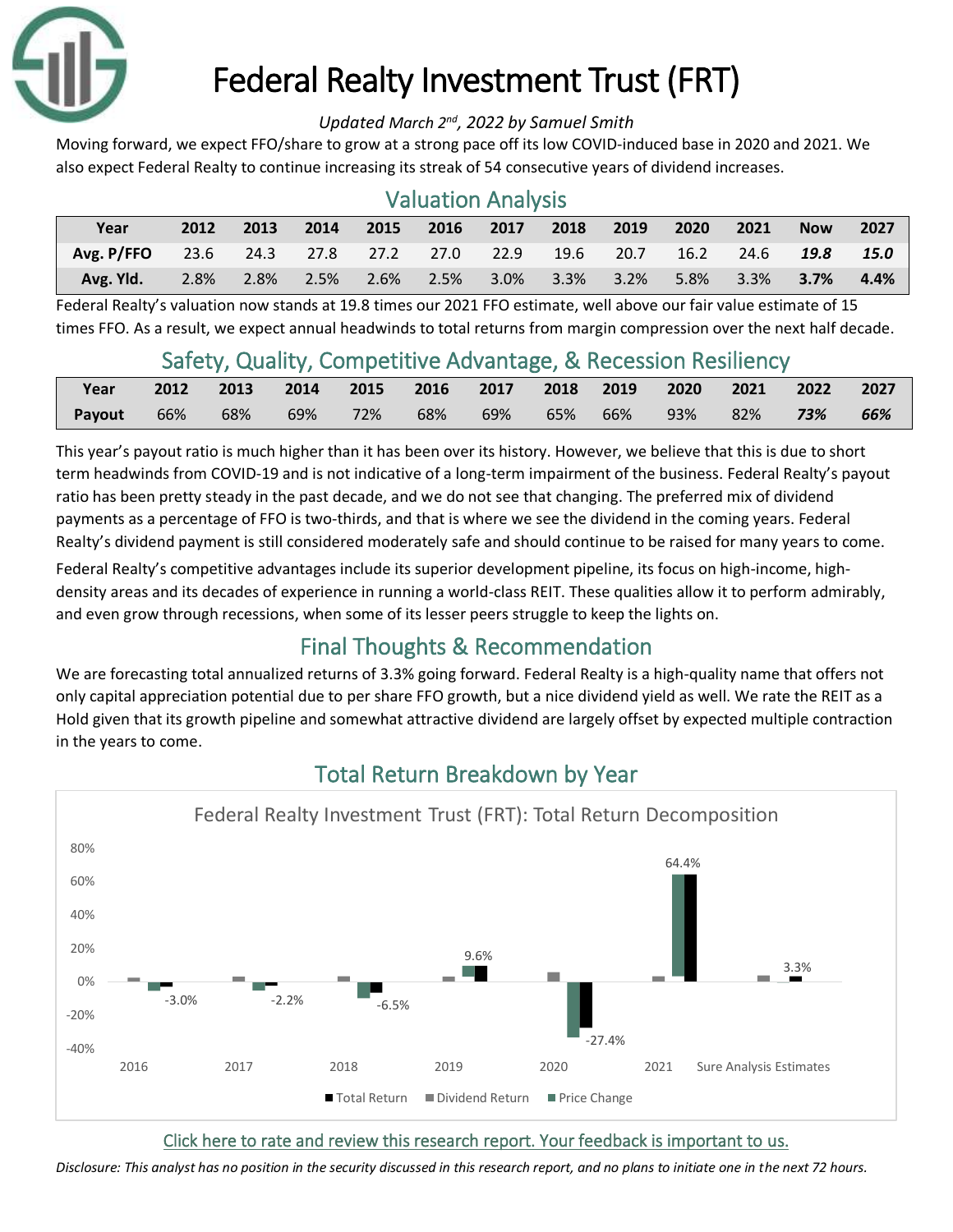# Federal Realty Investment Trust (FRT)

*Updated March 2nd, 2022 by Samuel Smith*

Moving forward, we expect FFO/share to grow at a strong pace off its low COVID-induced base in 2020 and 2021. We also expect Federal Realty to continue increasing its streak of 54 consecutive years of dividend increases.

## Valuation Analysis

| Year | 2012 | 2013 | 2014 | 2015 | 2016 | 2017 | 2018 | 2019 | 2020 | 2021 | Now | 2027 |
|---|---|---|---|---|---|---|---|---|---|---|---|---|
| Avg. P/FFO | 23.6 | 24.3 | 27.8 | 27.2 | 27.0 | 22.9 | 19.6 | 20.7 | 16.2 | 24.6 | ***19.8*** | ***15.0*** |
| Avg. Yld. | 2.8% | 2.8% | 2.5% | 2.6% | 2.5% | 3.0% | 3.3% | 3.2% | 5.8% | 3.3% | **3.7%** | **4.4%** |

Federal Realty's valuation now stands at 19.8 times our 2021 FFO estimate, well above our fair value estimate of 15 times FFO. As a result, we expect annual headwinds to total returns from margin compression over the next half decade.

## Safety, Quality, Competitive Advantage, & Recession Resiliency

| Year | 2012 | 2013 | 2014 | 2015 | 2016 | 2017 | 2018 | 2019 | 2020 | 2021 | 2022 | 2027 |
|---|---|---|---|---|---|---|---|---|---|---|---|---|
| Payout | 66% | 68% | 69% | 72% | 68% | 69% | 65% | 66% | 93% | 82% | ***73%*** | ***66%*** |

This year's payout ratio is much higher than it has been over its history. However, we believe that this is due to short term headwinds from COVID-19 and is not indicative of a long-term impairment of the business. Federal Realty's payout ratio has been pretty steady in the past decade, and we do not see that changing. The preferred mix of dividend payments as a percentage of FFO is two-thirds, and that is where we see the dividend in the coming years. Federal Realty's dividend payment is still considered moderately safe and should continue to be raised for many years to come.

Federal Realty's competitive advantages include its superior development pipeline, its focus on high-income, high-density areas and its decades of experience in running a world-class REIT. These qualities allow it to perform admirably, and even grow through recessions, when some of its lesser peers struggle to keep the lights on.

## Final Thoughts & Recommendation

We are forecasting total annualized returns of 3.3% going forward. Federal Realty is a high-quality name that offers not only capital appreciation potential due to per share FFO growth, but a nice dividend yield as well. We rate the REIT as a Hold given that its growth pipeline and somewhat attractive dividend are largely offset by expected multiple contraction in the years to come.

## Total Return Breakdown by Year

Federal Realty Investment Trust (FRT): Total Return Decomposition

| | 2016 | 2017 | 2018 | 2019 | 2020 | 2021 | Sure Analysis Estimates |
|---|---|---|---|---|---|---|---|
| Total Return | -3.0% | -2.2% | -6.5% | 9.6% | -27.4% | 64.4% | 3.3% |

Legend: Total Return, Dividend Return, Price Change

Click here to rate and review this research report. Your feedback is important to us.

*Disclosure: This analyst has no position in the security discussed in this research report, and no plans to initiate one in the next 72 hours.*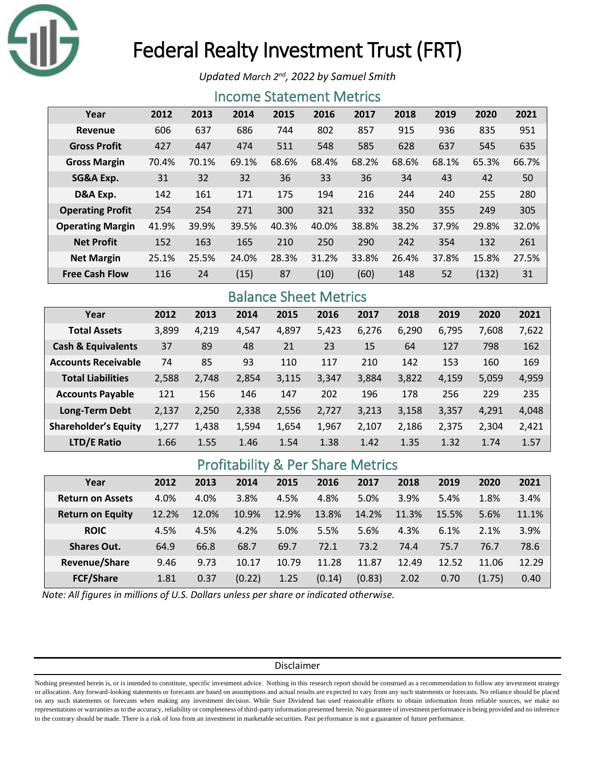# Federal Realty Investment Trust (FRT)

*Updated March 2nd, 2022 by Samuel Smith*

## Income Statement Metrics

| Year | 2012 | 2013 | 2014 | 2015 | 2016 | 2017 | 2018 | 2019 | 2020 | 2021 |
|---|---|---|---|---|---|---|---|---|---|---|
| Revenue | 606 | 637 | 686 | 744 | 802 | 857 | 915 | 936 | 835 | 951 |
| Gross Profit | 427 | 447 | 474 | 511 | 548 | 585 | 628 | 637 | 545 | 635 |
| Gross Margin | 70.4% | 70.1% | 69.1% | 68.6% | 68.4% | 68.2% | 68.6% | 68.1% | 65.3% | 66.7% |
| SG&A Exp. | 31 | 32 | 32 | 36 | 33 | 36 | 34 | 43 | 42 | 50 |
| D&A Exp. | 142 | 161 | 171 | 175 | 194 | 216 | 244 | 240 | 255 | 280 |
| Operating Profit | 254 | 254 | 271 | 300 | 321 | 332 | 350 | 355 | 249 | 305 |
| Operating Margin | 41.9% | 39.9% | 39.5% | 40.3% | 40.0% | 38.8% | 38.2% | 37.9% | 29.8% | 32.0% |
| Net Profit | 152 | 163 | 165 | 210 | 250 | 290 | 242 | 354 | 132 | 261 |
| Net Margin | 25.1% | 25.5% | 24.0% | 28.3% | 31.2% | 33.8% | 26.4% | 37.8% | 15.8% | 27.5% |
| Free Cash Flow | 116 | 24 | (15) | 87 | (10) | (60) | 148 | 52 | (132) | 31 |

## Balance Sheet Metrics

| Year | 2012 | 2013 | 2014 | 2015 | 2016 | 2017 | 2018 | 2019 | 2020 | 2021 |
|---|---|---|---|---|---|---|---|---|---|---|
| Total Assets | 3,899 | 4,219 | 4,547 | 4,897 | 5,423 | 6,276 | 6,290 | 6,795 | 7,608 | 7,622 |
| Cash & Equivalents | 37 | 89 | 48 | 21 | 23 | 15 | 64 | 127 | 798 | 162 |
| Accounts Receivable | 74 | 85 | 93 | 110 | 117 | 210 | 142 | 153 | 160 | 169 |
| Total Liabilities | 2,588 | 2,748 | 2,854 | 3,115 | 3,347 | 3,884 | 3,822 | 4,159 | 5,059 | 4,959 |
| Accounts Payable | 121 | 156 | 146 | 147 | 202 | 196 | 178 | 256 | 229 | 235 |
| Long-Term Debt | 2,137 | 2,250 | 2,338 | 2,556 | 2,727 | 3,213 | 3,158 | 3,357 | 4,291 | 4,048 |
| Shareholder's Equity | 1,277 | 1,438 | 1,594 | 1,654 | 1,967 | 2,107 | 2,186 | 2,375 | 2,304 | 2,421 |
| LTD/E Ratio | 1.66 | 1.55 | 1.46 | 1.54 | 1.38 | 1.42 | 1.35 | 1.32 | 1.74 | 1.57 |

## Profitability & Per Share Metrics

| Year | 2012 | 2013 | 2014 | 2015 | 2016 | 2017 | 2018 | 2019 | 2020 | 2021 |
|---|---|---|---|---|---|---|---|---|---|---|
| Return on Assets | 4.0% | 4.0% | 3.8% | 4.5% | 4.8% | 5.0% | 3.9% | 5.4% | 1.8% | 3.4% |
| Return on Equity | 12.2% | 12.0% | 10.9% | 12.9% | 13.8% | 14.2% | 11.3% | 15.5% | 5.6% | 11.1% |
| ROIC | 4.5% | 4.5% | 4.2% | 5.0% | 5.5% | 5.6% | 4.3% | 6.1% | 2.1% | 3.9% |
| Shares Out. | 64.9 | 66.8 | 68.7 | 69.7 | 72.1 | 73.2 | 74.4 | 75.7 | 76.7 | 78.6 |
| Revenue/Share | 9.46 | 9.73 | 10.17 | 10.79 | 11.28 | 11.87 | 12.49 | 12.52 | 11.06 | 12.29 |
| FCF/Share | 1.81 | 0.37 | (0.22) | 1.25 | (0.14) | (0.83) | 2.02 | 0.70 | (1.75) | 0.40 |

*Note: All figures in millions of U.S. Dollars unless per share or indicated otherwise.*

---

Disclaimer

Nothing presented herein is, or is intended to constitute, specific investment advice. Nothing in this research report should be construed as a recommendation to follow any investment strategy or allocation. Any forward-looking statements or forecasts are based on assumptions and actual results are expected to vary from any such statements or forecasts. No reliance should be placed on any such statements or forecasts when making any investment decision. While Sure Dividend has used reasonable efforts to obtain information from reliable sources, we make no representations or warranties as to the accuracy, reliability or completeness of third-party information presented herein. No guarantee of investment performance is being provided and no inference to the contrary should be made. There is a risk of loss from an investment in marketable securities. Past performance is not a guarantee of future performance.